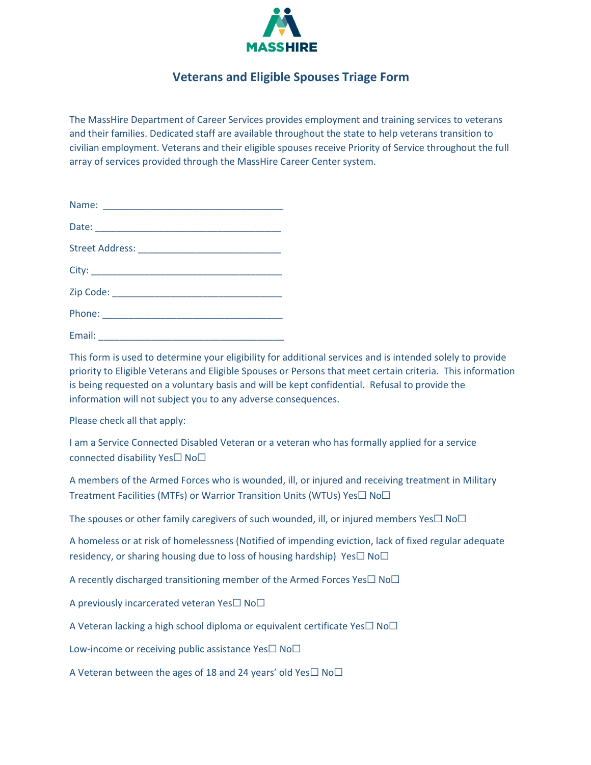MASSHIRE

## Veterans and Eligible Spouses Triage Form

The MassHire Department of Career Services provides employment and training services to veterans and their families. Dedicated staff are available throughout the state to help veterans transition to civilian employment. Veterans and their eligible spouses receive Priority of Service throughout the full array of services provided through the MassHire Career Center system.

Name: ___________________________________

Date: ____________________________________

Street Address: ___________________________

City: _____________________________________

Zip Code: _________________________________

Phone: ___________________________________

Email: ____________________________________

This form is used to determine your eligibility for additional services and is intended solely to provide priority to Eligible Veterans and Eligible Spouses or Persons that meet certain criteria. This information is being requested on a voluntary basis and will be kept confidential. Refusal to provide the information will not subject you to any adverse consequences.

Please check all that apply:

I am a Service Connected Disabled Veteran or a veteran who has formally applied for a service connected disability Yes☐ No☐

A members of the Armed Forces who is wounded, ill, or injured and receiving treatment in Military Treatment Facilities (MTFs) or Warrior Transition Units (WTUs) Yes☐ No☐

The spouses or other family caregivers of such wounded, ill, or injured members Yes☐ No☐

A homeless or at risk of homelessness (Notified of impending eviction, lack of fixed regular adequate residency, or sharing housing due to loss of housing hardship) Yes☐ No☐

A recently discharged transitioning member of the Armed Forces Yes☐ No☐

A previously incarcerated veteran Yes☐ No☐

A Veteran lacking a high school diploma or equivalent certificate Yes☐ No☐

Low-income or receiving public assistance Yes☐ No☐

A Veteran between the ages of 18 and 24 years' old Yes☐ No☐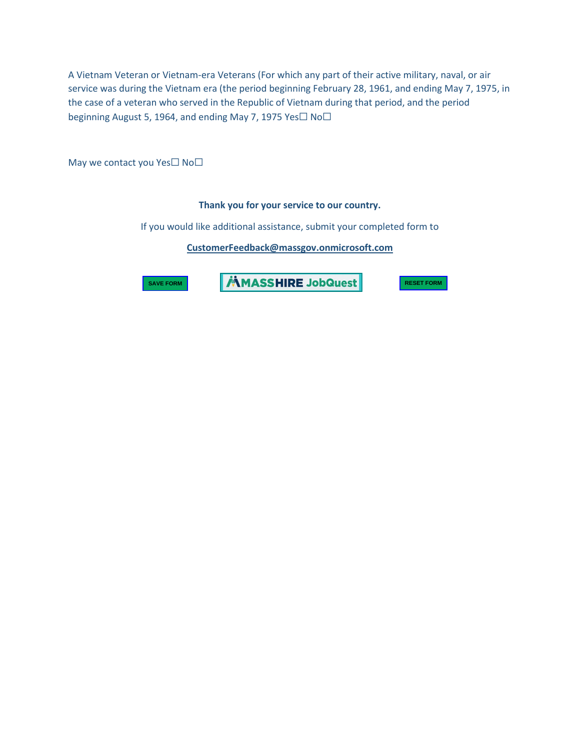A Vietnam Veteran or Vietnam-era Veterans (For which any part of their active military, naval, or air service was during the Vietnam era (the period beginning February 28, 1961, and ending May 7, 1975, in the case of a veteran who served in the Republic of Vietnam during that period, and the period beginning August 5, 1964, and ending May 7, 1975 Yes☐ No☐

May we contact you Yes☐ No☐

**Thank you for your service to our country.**

If you would like additional assistance, submit your completed form to

**CustomerFeedback@massgov.onmicrosoft.com**

SAVE FORM MASSHIRE JobQuest RESET FORM